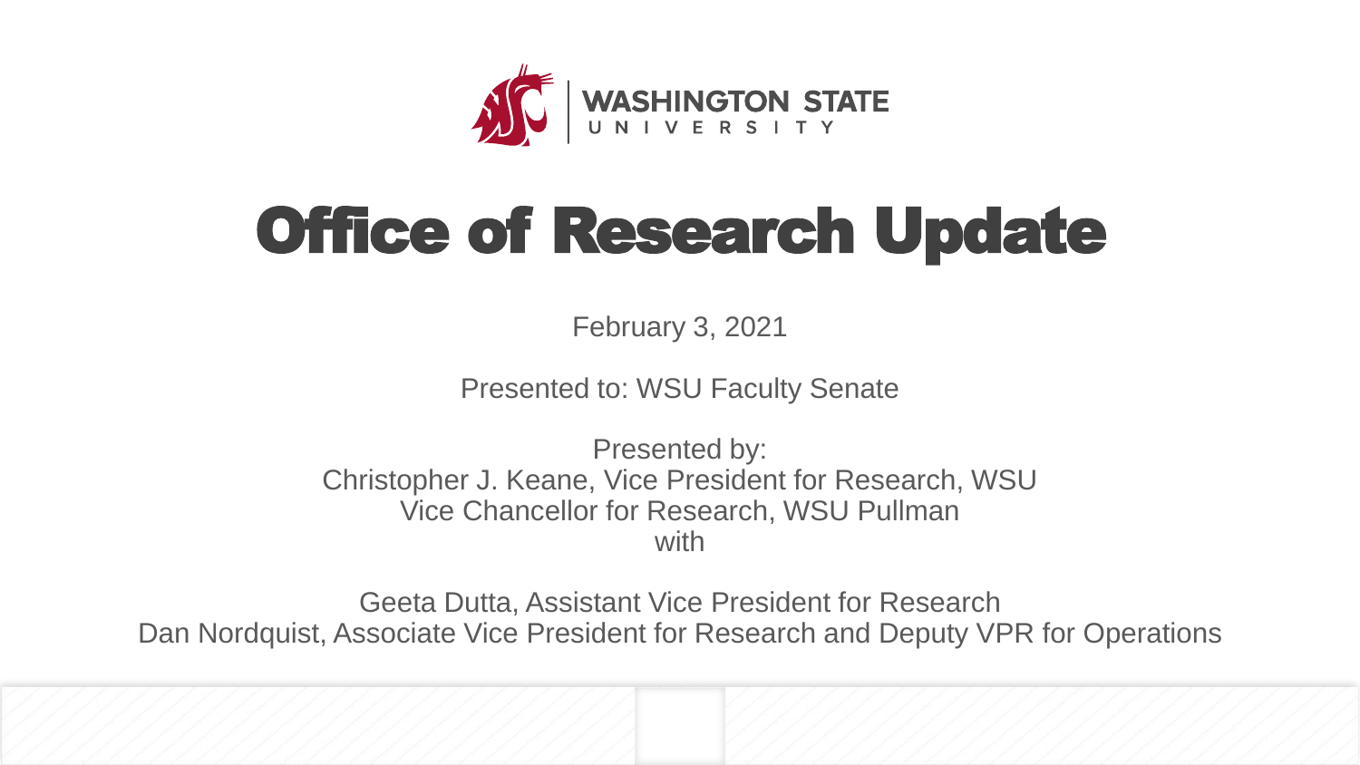WASHINGTON STATE UNIVERSITY

# Office of Research Update

February 3, 2021

Presented to: WSU Faculty Senate

Presented by:
Christopher J. Keane, Vice President for Research, WSU
Vice Chancellor for Research, WSU Pullman
with

Geeta Dutta, Assistant Vice President for Research
Dan Nordquist, Associate Vice President for Research and Deputy VPR for Operations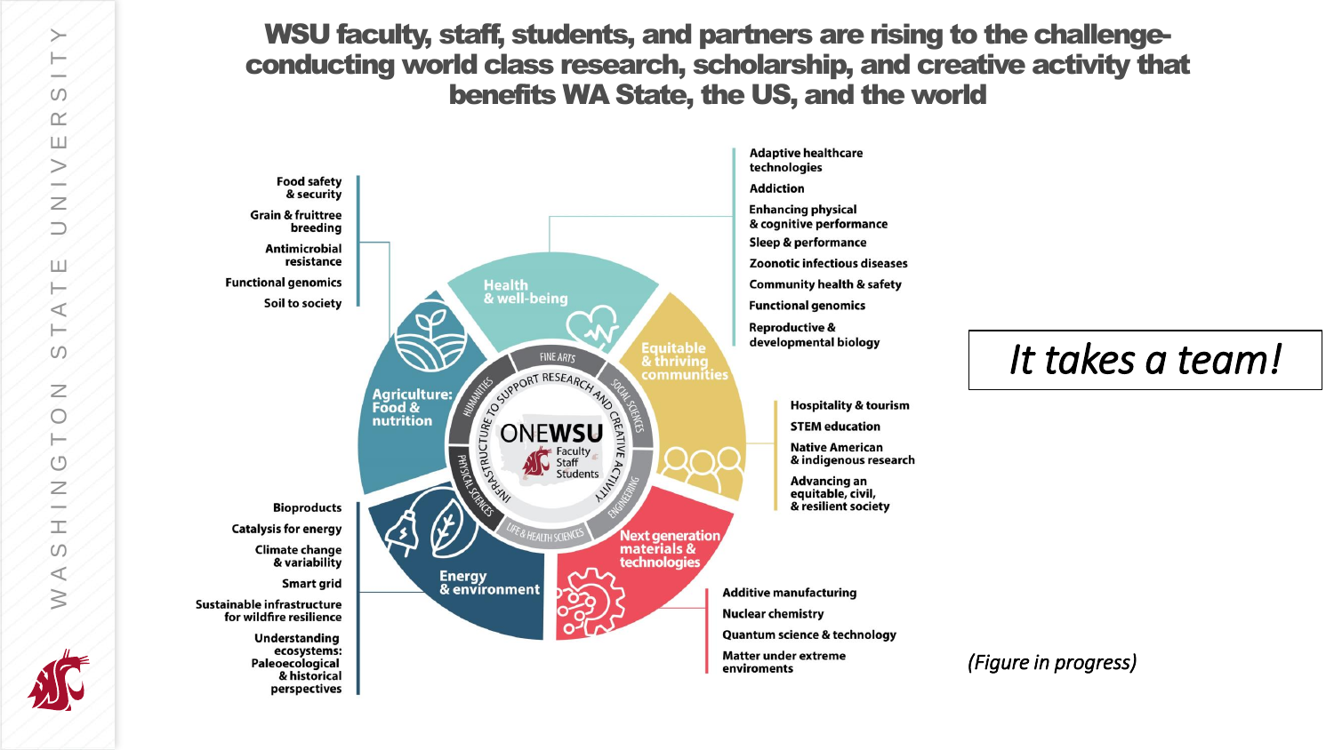# WSU faculty, staff, students, and partners are rising to the challenge- conducting world class research, scholarship, and creative activity that benefits WA State, the US, and the world

**Agriculture: Food & nutrition**
- Food safety & security
- Grain & fruittree breeding
- Antimicrobial resistance
- Functional genomics
- Soil to society

**Health & well-being**
- Adaptive healthcare technologies
- Addiction
- Enhancing physical & cognitive performance
- Sleep & performance
- Zoonotic infectious diseases
- Community health & safety
- Functional genomics
- Reproductive & developmental biology

**Equitable & thriving communities**
- Hospitality & tourism
- STEM education
- Native American & indigenous research
- Advancing an equitable, civil, & resilient society

**Next generation materials & technologies**
- Additive manufacturing
- Nuclear chemistry
- Quantum science & technology
- Matter under extreme enviroments

**Energy & environment**
- Bioproducts
- Catalysis for energy
- Climate change & variability
- Smart grid
- Sustainable infrastructure for wildfire resilience
- Understanding ecosystems: Paleoecological & historical perspectives

ONEWSU — Faculty, Staff, Students

INFRASTRUCTURE TO SUPPORT RESEARCH AND CREATIVE ACTIVITY

FINE ARTS · SOCIAL SCIENCES · ENGINEERING · LIFE & HEALTH SCIENCES · PHYSICAL SCIENCES · HUMANITIES

*It takes a team!*

*(Figure in progress)*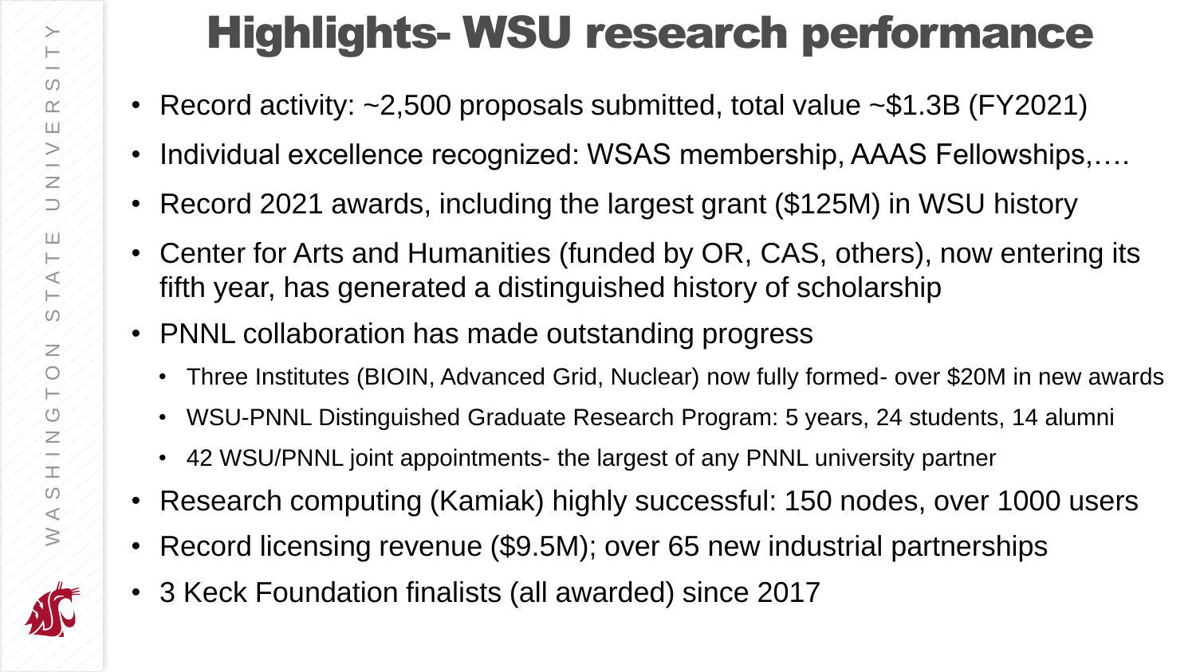# Highlights- WSU research performance

- Record activity: ~2,500 proposals submitted, total value ~$1.3B (FY2021)
- Individual excellence recognized: WSAS membership, AAAS Fellowships,….
- Record 2021 awards, including the largest grant ($125M) in WSU history
- Center for Arts and Humanities (funded by OR, CAS, others), now entering its fifth year, has generated a distinguished history of scholarship
- PNNL collaboration has made outstanding progress
  - Three Institutes (BIOIN, Advanced Grid, Nuclear) now fully formed- over $20M in new awards
  - WSU-PNNL Distinguished Graduate Research Program: 5 years, 24 students, 14 alumni
  - 42 WSU/PNNL joint appointments- the largest of any PNNL university partner
- Research computing (Kamiak) highly successful: 150 nodes, over 1000 users
- Record licensing revenue ($9.5M); over 65 new industrial partnerships
- 3 Keck Foundation finalists (all awarded) since 2017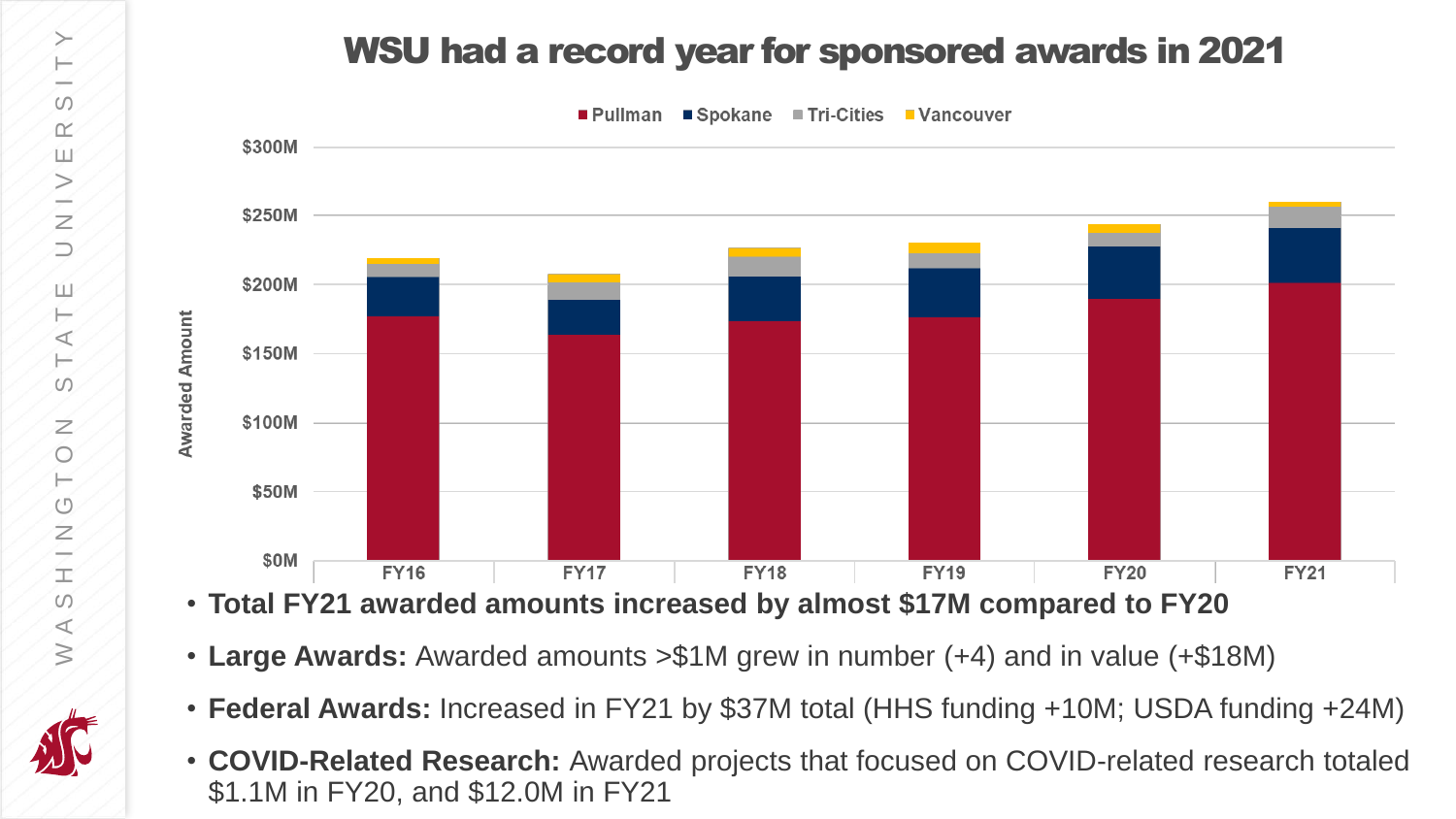# WSU had a record year for sponsored awards in 2021

- **Total FY21 awarded amounts increased by almost $17M compared to FY20**
- **Large Awards:** Awarded amounts >$1M grew in number (+4) and in value (+$18M)
- **Federal Awards:** Increased in FY21 by $37M total (HHS funding +10M; USDA funding +24M)
- **COVID-Related Research:** Awarded projects that focused on COVID-related research totaled $1.1M in FY20, and $12.0M in FY21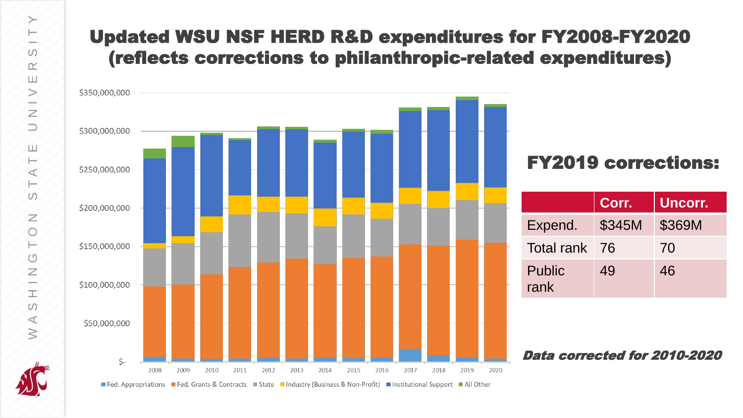# Updated WSU NSF HERD R&D expenditures for FY2008-FY2020 (reflects corrections to philanthropic-related expenditures)

$350,000,000
$300,000,000
$250,000,000
$200,000,000
$150,000,000
$100,000,000
$50,000,000
$-

2008 2009 2010 2011 2012 2013 2014 2015 2016 2017 2018 2019 2020

Fed. Appropriations | Fed. Grants & Contracts | State | Industry (Business & Non-Profit) | Institutional Support | All Other

## FY2019 corrections:

| | Corr. | Uncorr. |
|---|---|---|
| Expend. | $345M | $369M |
| Total rank | 76 | 70 |
| Public rank | 49 | 46 |

***Data corrected for 2010-2020***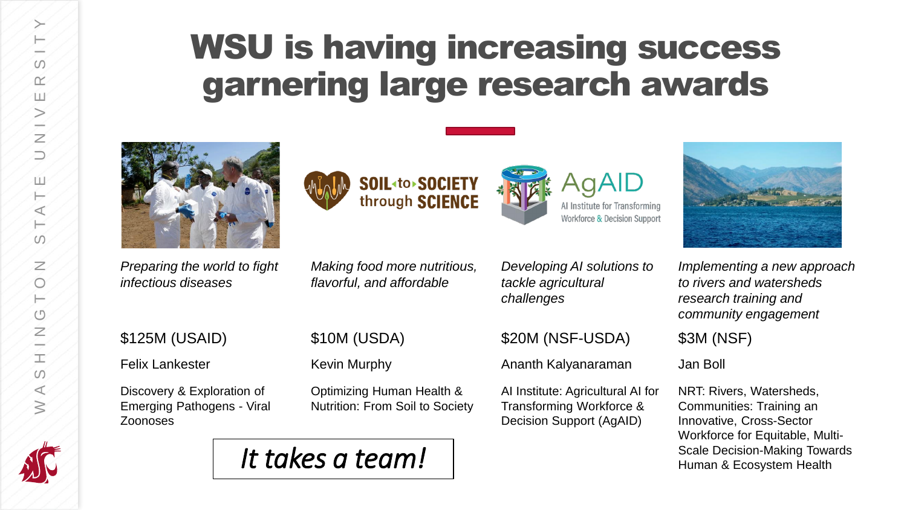# WSU is having increasing success garnering large research awards

*Preparing the world to fight infectious diseases*

$125M (USAID)

Felix Lankester

Discovery & Exploration of Emerging Pathogens - Viral Zoonoses

SOIL to SOCIETY through SCIENCE

*Making food more nutritious, flavorful, and affordable*

$10M (USDA)

Kevin Murphy

Optimizing Human Health & Nutrition: From Soil to Society

AgAID
AI Institute for Transforming Workforce & Decision Support

*Developing AI solutions to tackle agricultural challenges*

$20M (NSF-USDA)

Ananth Kalyanaraman

AI Institute: Agricultural AI for Transforming Workforce & Decision Support (AgAID)

*Implementing a new approach to rivers and watersheds research training and community engagement*

$3M (NSF)

Jan Boll

NRT: Rivers, Watersheds, Communities: Training an Innovative, Cross-Sector Workforce for Equitable, Multi-Scale Decision-Making Towards Human & Ecosystem Health

*It takes a team!*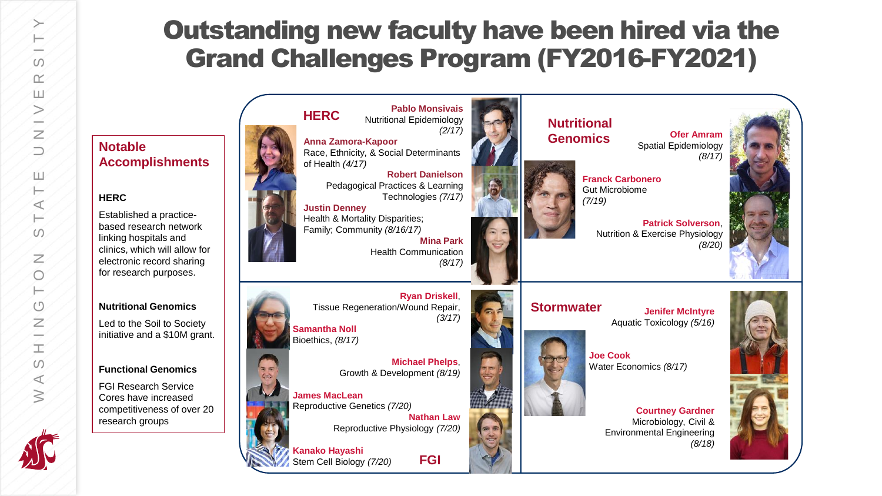# Outstanding new faculty have been hired via the Grand Challenges Program (FY2016-FY2021)

## Notable Accomplishments

**HERC**

Established a practice-based research network linking hospitals and clinics, which will allow for electronic record sharing for research purposes.

**Nutritional Genomics**

Led to the Soil to Society initiative and a $10M grant.

**Functional Genomics**

FGI Research Service Cores have increased competitiveness of over 20 research groups

## HERC

**Pablo Monsivais**
Nutritional Epidemiology *(2/17)*

**Anna Zamora-Kapoor**
Race, Ethnicity, & Social Determinants of Health *(4/17)*

**Robert Danielson**
Pedagogical Practices & Learning Technologies *(7/17)*

**Justin Denney**
Health & Mortality Disparities; Family; Community *(8/16/17)*

**Mina Park**
Health Communication *(8/17)*

## Nutritional Genomics

**Ofer Amram**
Spatial Epidemiology *(8/17)*

**Franck Carbonero**
Gut Microbiome *(7/19)*

**Patrick Solverson**, Nutrition & Exercise Physiology *(8/20)*

## FGI

**Ryan Driskell**, Tissue Regeneration/Wound Repair, *(3/17)*

**Samantha Noll**
Bioethics, *(8/17)*

**Michael Phelps**, Growth & Development *(8/19)*

**James MacLean**
Reproductive Genetics *(7/20)*

**Nathan Law**
Reproductive Physiology *(7/20)*

**Kanako Hayashi**
Stem Cell Biology *(7/20)*

## Stormwater

**Jenifer McIntyre**
Aquatic Toxicology *(5/16)*

**Joe Cook**
Water Economics *(8/17)*

**Courtney Gardner**
Microbiology, Civil & Environmental Engineering *(8/18)*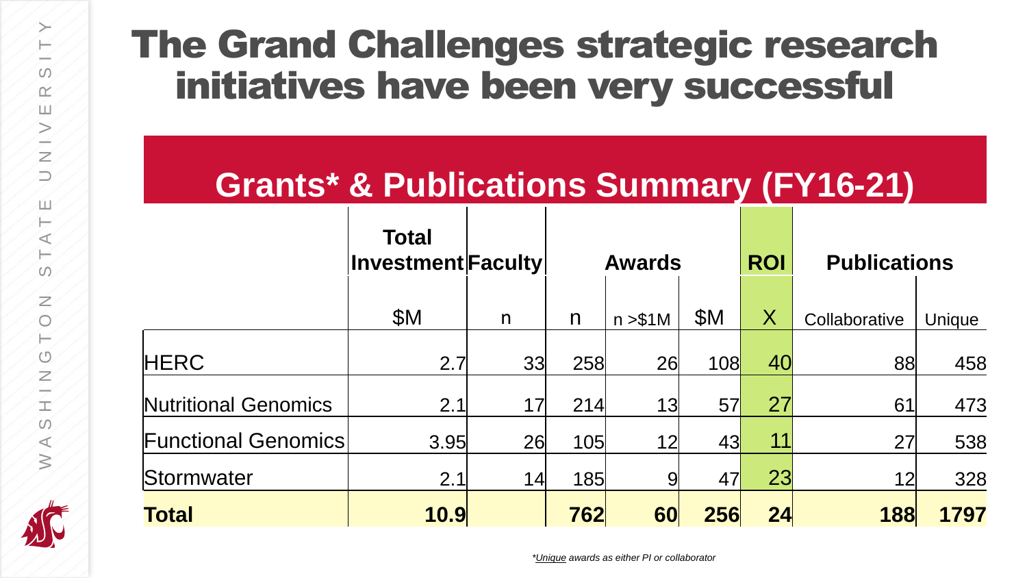# The Grand Challenges strategic research initiatives have been very successful

## Grants* & Publications Summary (FY16-21)

| | Total Investment | Faculty | Awards | | | ROI | Publications | |
|---|---|---|---|---|---|---|---|---|
| | $M | n | n | n >$1M | $M | X | Collaborative | Unique |
| HERC | 2.7 | 33 | 258 | 26 | 108 | 40 | 88 | 458 |
| Nutritional Genomics | 2.1 | 17 | 214 | 13 | 57 | 27 | 61 | 473 |
| Functional Genomics | 3.95 | 26 | 105 | 12 | 43 | 11 | 27 | 538 |
| Stormwater | 2.1 | 14 | 185 | 9 | 47 | 23 | 12 | 328 |
| **Total** | **10.9** | | **762** | **60** | **256** | **24** | **188** | **1797** |

**Unique* awards as either PI or collaborator*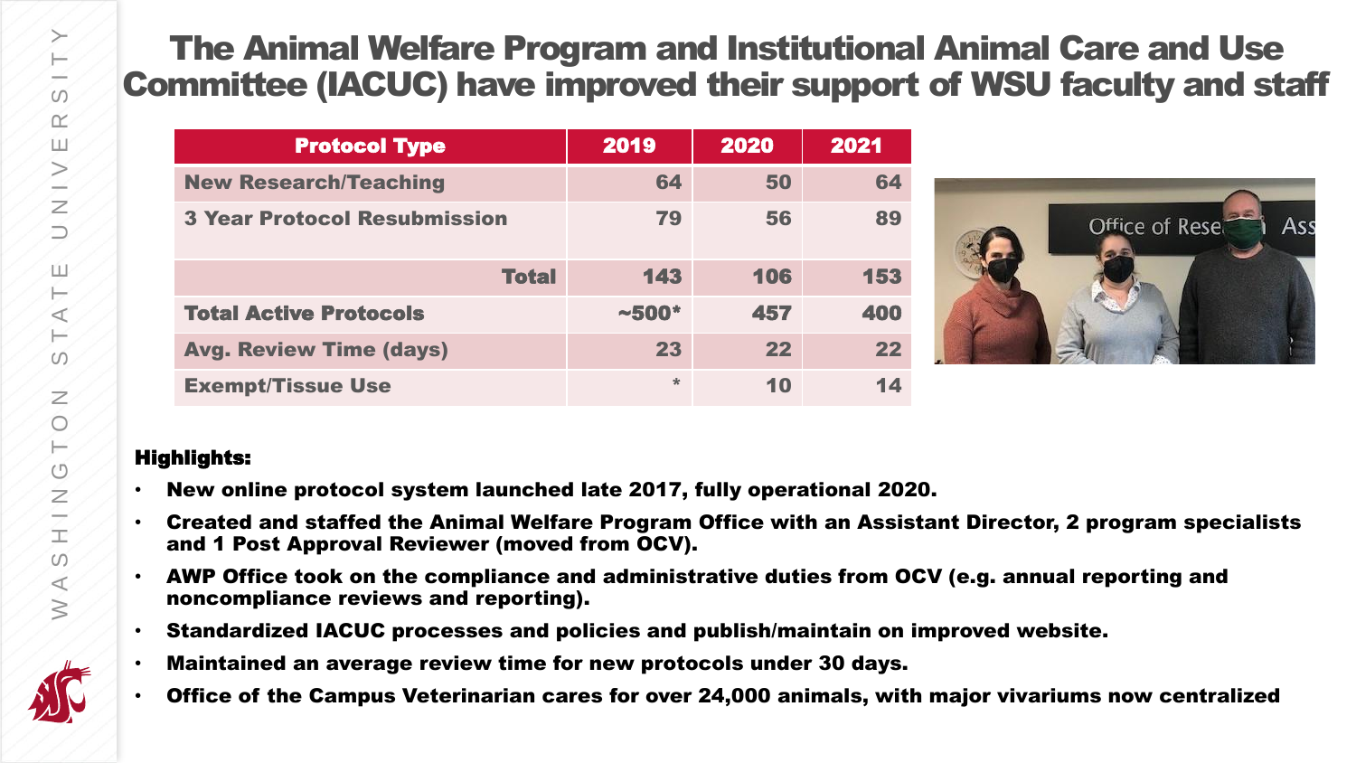# The Animal Welfare Program and Institutional Animal Care and Use Committee (IACUC) have improved their support of WSU faculty and staff

| Protocol Type | 2019 | 2020 | 2021 |
|---|---|---|---|
| New Research/Teaching | 64 | 50 | 64 |
| 3 Year Protocol Resubmission | 79 | 56 | 89 |
| Total | 143 | 106 | 153 |
| Total Active Protocols | ~500* | 457 | 400 |
| Avg. Review Time (days) | 23 | 22 | 22 |
| Exempt/Tissue Use | * | 10 | 14 |

**Highlights:**

- New online protocol system launched late 2017, fully operational 2020.
- Created and staffed the Animal Welfare Program Office with an Assistant Director, 2 program specialists and 1 Post Approval Reviewer (moved from OCV).
- AWP Office took on the compliance and administrative duties from OCV (e.g. annual reporting and noncompliance reviews and reporting).
- Standardized IACUC processes and policies and publish/maintain on improved website.
- Maintained an average review time for new protocols under 30 days.
- Office of the Campus Veterinarian cares for over 24,000 animals, with major vivariums now centralized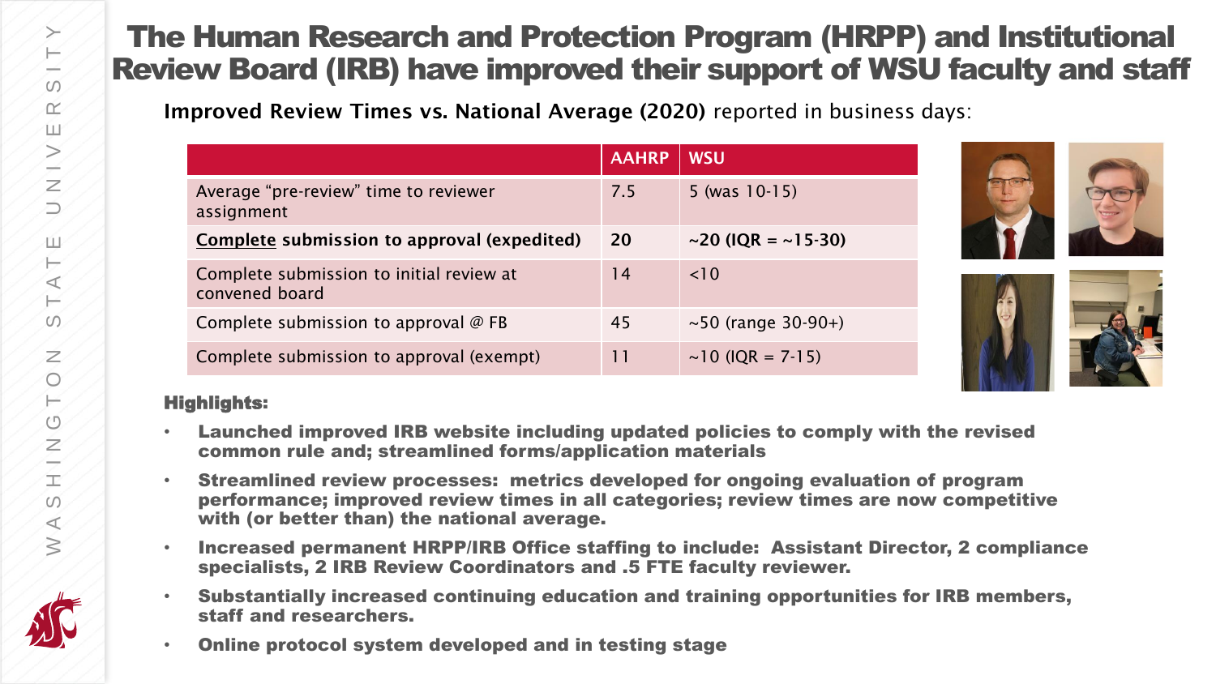# The Human Research and Protection Program (HRPP) and Institutional Review Board (IRB) have improved their support of WSU faculty and staff

**Improved Review Times vs. National Average (2020)** reported in business days:

| | AAHRP | WSU |
|---|---|---|
| Average "pre-review" time to reviewer assignment | 7.5 | 5 (was 10-15) |
| **Complete submission to approval (expedited)** | **20** | **~20 (IQR = ~15-30)** |
| Complete submission to initial review at convened board | 14 | <10 |
| Complete submission to approval @ FB | 45 | ~50 (range 30-90+) |
| Complete submission to approval (exempt) | 11 | ~10 (IQR = 7-15) |

**Highlights:**

- **Launched improved IRB website including updated policies to comply with the revised common rule and; streamlined forms/application materials**
- **Streamlined review processes: metrics developed for ongoing evaluation of program performance; improved review times in all categories; review times are now competitive with (or better than) the national average.**
- **Increased permanent HRPP/IRB Office staffing to include: Assistant Director, 2 compliance specialists, 2 IRB Review Coordinators and .5 FTE faculty reviewer.**
- **Substantially increased continuing education and training opportunities for IRB members, staff and researchers.**
- **Online protocol system developed and in testing stage**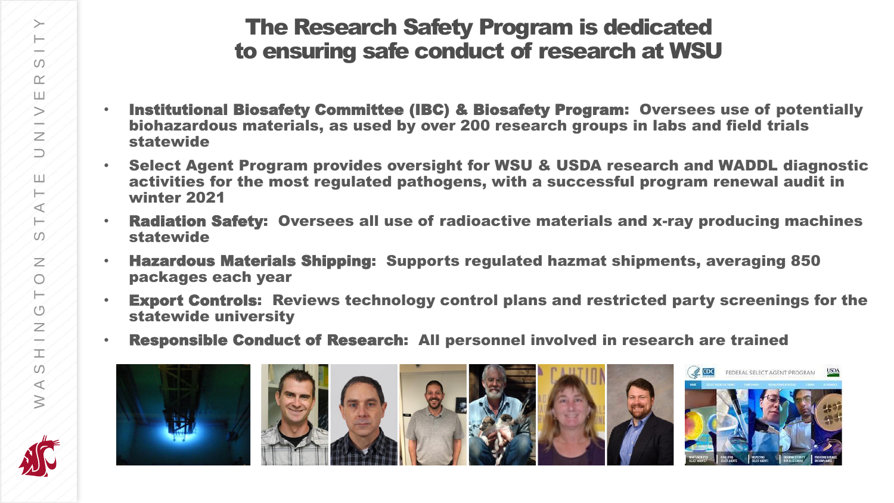# The Research Safety Program is dedicated to ensuring safe conduct of research at WSU

- **Institutional Biosafety Committee (IBC) & Biosafety Program:** Oversees use of potentially biohazardous materials, as used by over 200 research groups in labs and field trials statewide
- Select Agent Program provides oversight for WSU & USDA research and WADDL diagnostic activities for the most regulated pathogens, with a successful program renewal audit in winter 2021
- **Radiation Safety:** Oversees all use of radioactive materials and x-ray producing machines statewide
- **Hazardous Materials Shipping:** Supports regulated hazmat shipments, averaging 850 packages each year
- **Export Controls:** Reviews technology control plans and restricted party screenings for the statewide university
- **Responsible Conduct of Research:** All personnel involved in research are trained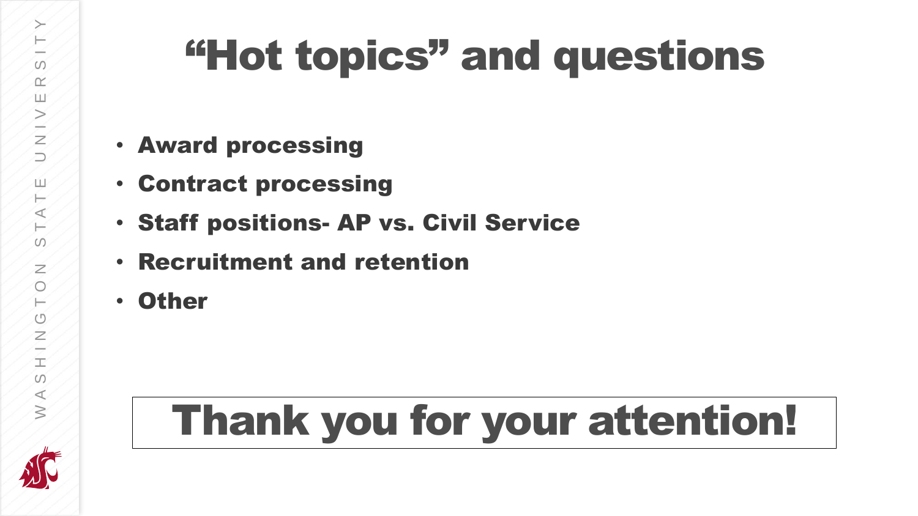# “Hot topics” and questions

- **Award processing**
- **Contract processing**
- **Staff positions- AP vs. Civil Service**
- **Recruitment and retention**
- **Other**

**Thank you for your attention!**